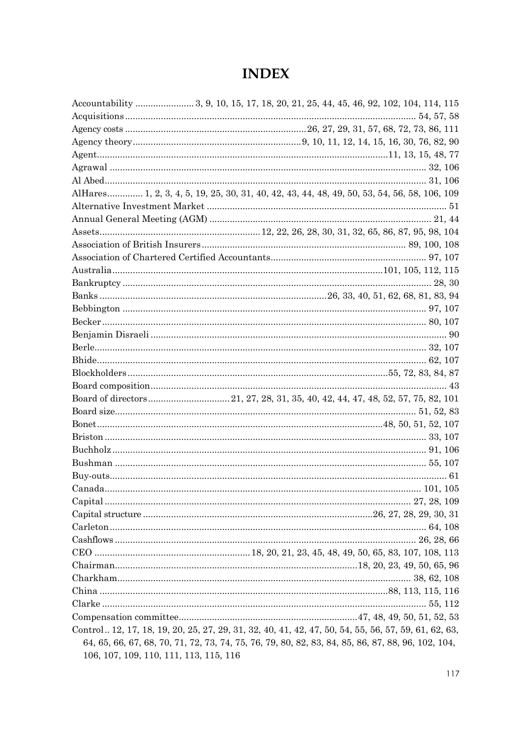# INDEX

Accountability ....................... 3, 9, 10, 15, 17, 18, 20, 21, 25, 44, 45, 46, 92, 102, 104, 114, 115
Acquisitions ................................................................................................ 54, 57, 58
Agency costs .......................................................................26, 27, 29, 31, 57, 68, 72, 73, 86, 111
Agency theory ..................................................................9, 10, 11, 12, 14, 15, 16, 30, 76, 82, 90
Agent ................................................................................................11, 13, 15, 48, 77
Agrawal ......................................................................................................... 32, 106
Al Abed .......................................................................................................... 31, 106
AlHares ............. 1, 2, 3, 4, 5, 19, 25, 30, 31, 40, 42, 43, 44, 48, 49, 50, 53, 54, 56, 58, 106, 109
Alternative Investment Market ............................................................................... 51
Annual General Meeting (AGM) ...................................................................... 21, 44
Assets ..............................................................12, 22, 26, 28, 30, 31, 32, 65, 86, 87, 95, 98, 104
Association of British Insurers ............................................................... 89, 100, 108
Association of Chartered Certified Accountants ............................................. 97, 107
Australia ........................................................................................101, 105, 112, 115
Bankruptcy ........................................................................................................ 28, 30
Banks .......................................................................26, 33, 40, 51, 62, 68, 81, 83, 94
Bebbington ...................................................................................................... 97, 107
Becker ............................................................................................................. 80, 107
Benjamin Disraeli ..................................................................................................... 90
Berle ................................................................................................................ 32, 107
Bhide ............................................................................................................... 62, 107
Blockholders ....................................................................................55, 72, 83, 84, 87
Board composition .................................................................................................... 43
Board of directors ............................... 21, 27, 28, 31, 35, 40, 42, 44, 47, 48, 52, 57, 75, 82, 101
Board size ...................................................................................................... 51, 52, 83
Bonet ...................................................................................................48, 50, 51, 52, 107
Briston ............................................................................................................ 33, 107
Buchholz ......................................................................................................... 91, 106
Bushman ......................................................................................................... 55, 107
Buy-outs ..................................................................................................................... 61
Canada .......................................................................................................... 101, 105
Capital ...................................................................................................... 27, 28, 109
Capital structure .........................................................................26, 27, 28, 29, 30, 31
Carleton .......................................................................................................... 64, 108
Cashflows ..................................................................................................... 26, 28, 66
CEO ............................................................18, 20, 21, 23, 45, 48, 49, 50, 65, 83, 107, 108, 113
Chairman .............................................................................18, 20, 23, 49, 50, 65, 96
Charkham .................................................................................................. 38, 62, 108
China ...............................................................................................88, 113, 115, 116
Clarke .............................................................................................................. 55, 112
Compensation committee .....................................................................47, 48, 49, 50, 51, 52, 53
Control .. 12, 17, 18, 19, 20, 25, 27, 29, 31, 32, 40, 41, 42, 47, 50, 54, 55, 56, 57, 59, 61, 62, 63, 64, 65, 66, 67, 68, 70, 71, 72, 73, 74, 75, 76, 79, 80, 82, 83, 84, 85, 86, 87, 88, 96, 102, 104, 106, 107, 109, 110, 111, 113, 115, 116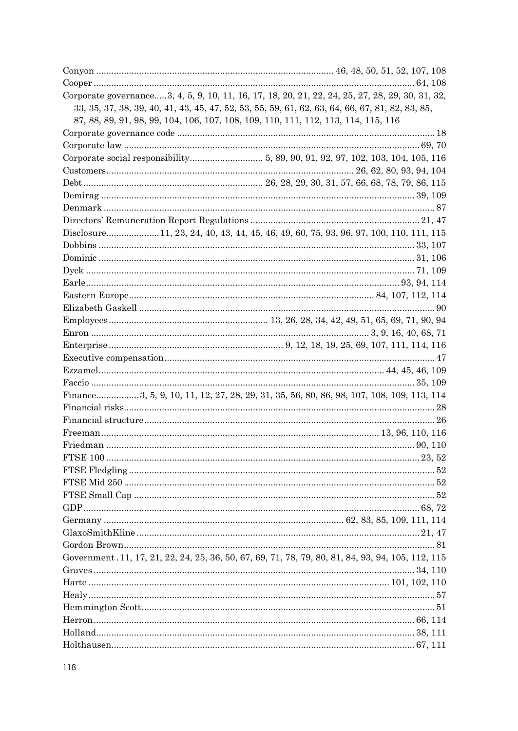Conyon ............................................................................................ 46, 48, 50, 51, 52, 107, 108
Cooper ............................................................................................................................ 64, 108
Corporate governance.....3, 4, 5, 9, 10, 11, 16, 17, 18, 20, 21, 22, 24, 25, 27, 28, 29, 30, 31, 32, 33, 35, 37, 38, 39, 40, 41, 43, 45, 47, 52, 53, 55, 59, 61, 62, 63, 64, 66, 67, 81, 82, 83, 85, 87, 88, 89, 91, 98, 99, 104, 106, 107, 108, 109, 110, 111, 112, 113, 114, 115, 116
Corporate governance code ................................................................................................... 18
Corporate law ................................................................................................................... 69, 70
Corporate social responsibility............................ 5, 89, 90, 91, 92, 97, 102, 103, 104, 105, 116
Customers................................................................................................ 26, 62, 80, 93, 94, 104
Debt ..................................................................... 26, 28, 29, 30, 31, 57, 66, 68, 78, 79, 86, 115
Demirag .......................................................................................................................... 39, 109
Denmark ................................................................................................................................. 87
Directors' Remuneration Report Regulations ................................................................... 21, 47
Disclosure.....................11, 23, 24, 40, 43, 44, 45, 46, 49, 60, 75, 93, 96, 97, 100, 110, 111, 115
Dobbins .......................................................................................................................... 33, 107
Dominic .......................................................................................................................... 31, 106
Dyck ............................................................................................................................... 71, 109
Earle........................................................................................................................ 93, 94, 114
Eastern Europe................................................................................................ 84, 107, 112, 114
Elizabeth Gaskell ................................................................................................................... 90
Employees.............................................................. 13, 26, 28, 34, 42, 49, 51, 65, 69, 71, 90, 94
Enron ............................................................................................................ 3, 9, 16, 40, 68, 71
Enterprise .................................................................... 9, 12, 18, 19, 25, 69, 107, 111, 114, 116
Executive compensation ......................................................................................................... 47
Ezzamel............................................................................................................... 44, 45, 46, 109
Faccio .............................................................................................................................. 35, 109
Finance................3, 5, 9, 10, 11, 12, 27, 28, 29, 31, 35, 56, 80, 86, 98, 107, 108, 109, 113, 114
Financial risks......................................................................................................................... 28
Financial structure................................................................................................................... 26
Freeman............................................................................................................ 13, 96, 110, 116
Friedman ........................................................................................................................ 90, 110
FTSE 100 ........................................................................................................................... 23, 52
FTSE Fledgling ....................................................................................................................... 52
FTSE Mid 250 ......................................................................................................................... 52
FTSE Small Cap ..................................................................................................................... 52
GDP.................................................................................................................................. 68, 72
Germany ............................................................................................. 62, 83, 85, 109, 111, 114
GlaxoSmithKline ............................................................................................................... 21, 47
Gordon Brown......................................................................................................................... 81
Government .11, 17, 21, 22, 24, 25, 36, 50, 67, 69, 71, 78, 79, 80, 81, 84, 93, 94, 105, 112, 115
Graves ............................................................................................................................. 34, 110
Harte .................................................................................................................... 101, 102, 110
Healy ....................................................................................................................................... 57
Hemmington Scott................................................................................................................... 51
Herron............................................................................................................................. 66, 114
Holland............................................................................................................................ 38, 111
Holthausen...................................................................................................................... 67, 111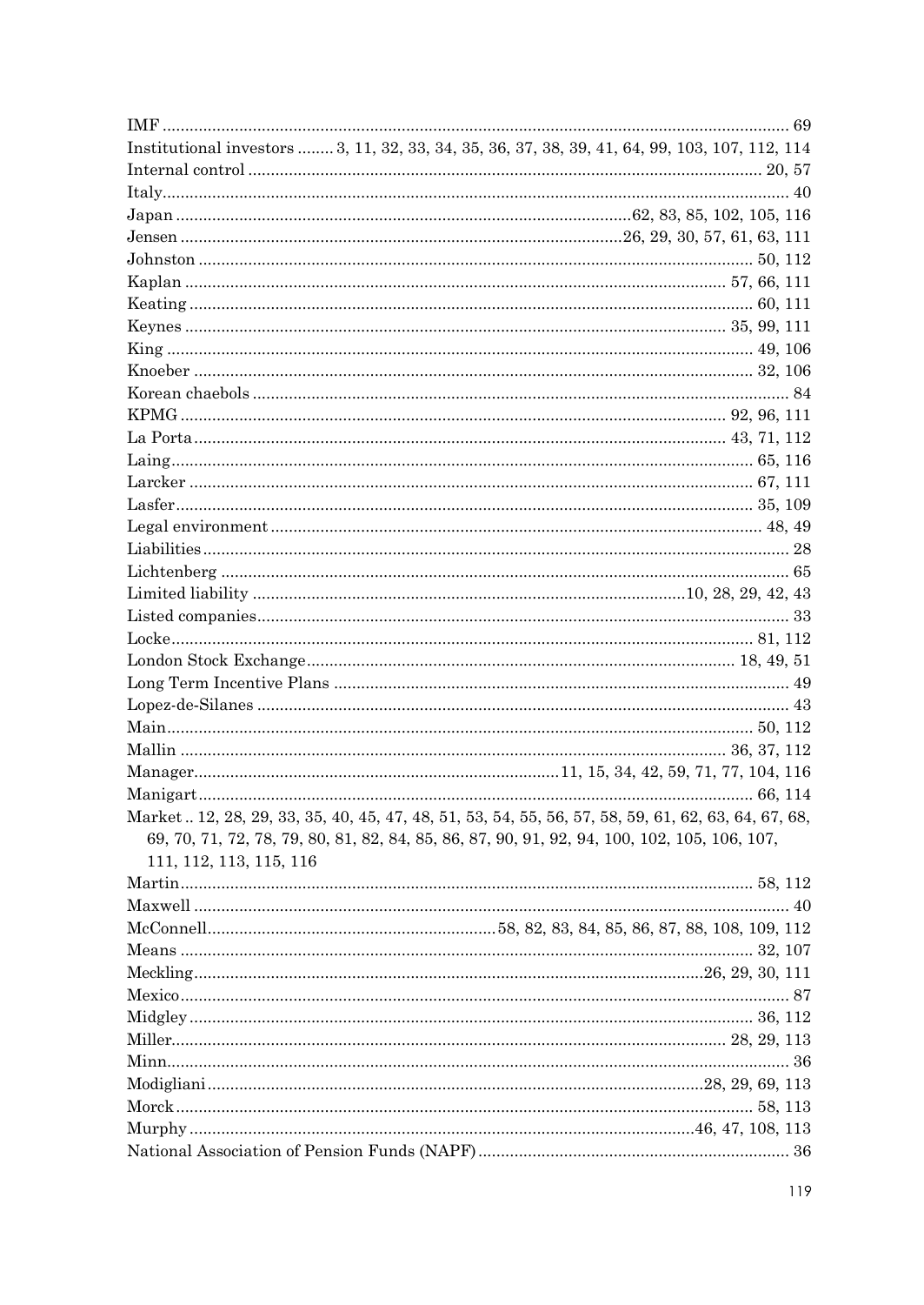IMF ........................................................................................................................ 69
Institutional investors ........ 3, 11, 32, 33, 34, 35, 36, 37, 38, 39, 41, 64, 99, 103, 107, 112, 114
Internal control ................................................................................................ 20, 57
Italy......................................................................................................................... 40
Japan ....................................................................................................62, 83, 85, 102, 105, 116
Jensen ..................................................................................26, 29, 30, 57, 61, 63, 111
Johnston ................................................................................................................ 50, 112
Kaplan ................................................................................................................ 57, 66, 111
Keating ..................................................................................................................... 60, 111
Keynes .............................................................................................................. 35, 99, 111
King ........................................................................................................................ 49, 106
Knoeber .................................................................................................................. 32, 106
Korean chaebols ............................................................................................................. 84
KPMG ................................................................................................................. 92, 96, 111
La Porta ............................................................................................................ 43, 71, 112
Laing........................................................................................................................ 65, 116
Larcker .................................................................................................................... 67, 111
Lasfer...................................................................................................................... 35, 109
Legal environment ........................................................................................... 48, 49
Liabilities .................................................................................................................. 28
Lichtenberg ................................................................................................................ 65
Limited liability ..............................................................................10, 28, 29, 42, 43
Listed companies......................................................................................................... 33
Locke........................................................................................................................ 81, 112
London Stock Exchange.............................................................................. 18, 49, 51
Long Term Incentive Plans ......................................................................................... 49
Lopez-de-Silanes ......................................................................................................... 43
Main........................................................................................................................ 50, 112
Mallin ................................................................................................................ 36, 37, 112
Manager...................................................................11, 15, 34, 42, 59, 71, 77, 104, 116
Manigart.................................................................................................................. 66, 114
Market .. 12, 28, 29, 33, 35, 40, 45, 47, 48, 51, 53, 54, 55, 56, 57, 58, 59, 61, 62, 63, 64, 67, 68, 69, 70, 71, 72, 78, 79, 80, 81, 82, 84, 85, 86, 87, 90, 91, 92, 94, 100, 102, 105, 106, 107, 111, 112, 113, 115, 116
Martin...................................................................................................................... 58, 112
Maxwell ........................................................................................................................ 40
McConnell................................................................58, 82, 83, 84, 85, 86, 87, 88, 108, 109, 112
Means ...................................................................................................................... 32, 107
Meckling.......................................................................................................26, 29, 30, 111
Mexico........................................................................................................................... 87
Midgley.................................................................................................................... 36, 112
Miller........................................................................................................... 28, 29, 113
Minn.............................................................................................................................. 36
Modigliani..........................................................................................................28, 29, 69, 113
Morck...................................................................................................................... 58, 113
Murphy ..............................................................................................................46, 47, 108, 113
National Association of Pension Funds (NAPF) ........................................................ 36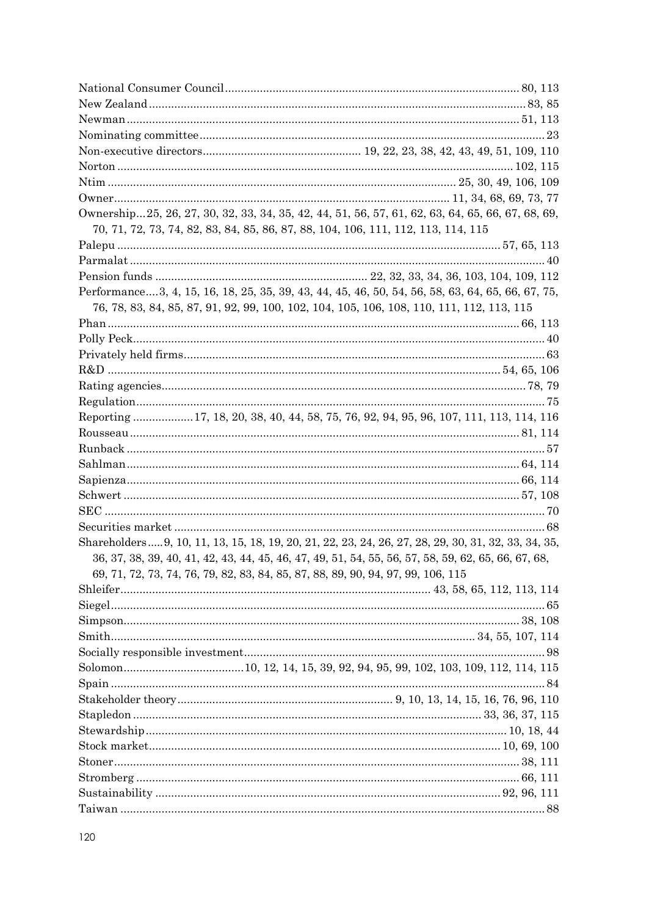National Consumer Council ........................................................................................ 80, 113
New Zealand .......................................................................................................... 83, 85
Newman ................................................................................................................ 51, 113
Nominating committee ..................................................................................................... 23
Non-executive directors .................................................. 19, 22, 23, 38, 42, 43, 49, 51, 109, 110
Norton .................................................................................................................. 102, 115
Ntim ........................................................................................................ 25, 30, 49, 106, 109
Owner ..................................................................................................... 11, 34, 68, 69, 73, 77
Ownership...25, 26, 27, 30, 32, 33, 34, 35, 42, 44, 51, 56, 57, 61, 62, 63, 64, 65, 66, 67, 68, 69, 70, 71, 72, 73, 74, 82, 83, 84, 85, 86, 87, 88, 104, 106, 111, 112, 113, 114, 115
Palepu ........................................................................................................... 57, 65, 113
Parmalat ................................................................................................................... 40
Pension funds ............................................................... 22, 32, 33, 34, 36, 103, 104, 109, 112
Performance....3, 4, 15, 16, 18, 25, 35, 39, 43, 44, 45, 46, 50, 54, 56, 58, 63, 64, 65, 66, 67, 75, 76, 78, 83, 84, 85, 87, 91, 92, 99, 100, 102, 104, 105, 106, 108, 110, 111, 112, 113, 115
Phan .................................................................................................................. 66, 113
Polly Peck ................................................................................................................... 40
Privately held firms ......................................................................................................... 63
R&D ....................................................................................................... 54, 65, 106
Rating agencies ........................................................................................................ 78, 79
Regulation .................................................................................................................. 75
Reporting ..................17, 18, 20, 38, 40, 44, 58, 75, 76, 92, 94, 95, 96, 107, 111, 113, 114, 116
Rousseau ............................................................................................................. 81, 114
Runback ..................................................................................................................... 57
Sahlman ............................................................................................................... 64, 114
Sapienza ............................................................................................................... 66, 114
Schwert ................................................................................................................ 57, 108
SEC .......................................................................................................................... 70
Securities market .......................................................................................................... 68
Shareholders.....9, 10, 11, 13, 15, 18, 19, 20, 21, 22, 23, 24, 26, 27, 28, 29, 30, 31, 32, 33, 34, 35, 36, 37, 38, 39, 40, 41, 42, 43, 44, 45, 46, 47, 49, 51, 54, 55, 56, 57, 58, 59, 62, 65, 66, 67, 68, 69, 71, 72, 73, 74, 76, 79, 82, 83, 84, 85, 87, 88, 89, 90, 94, 97, 99, 106, 115
Shleifer ............................................................................................ 43, 58, 65, 112, 113, 114
Siegel ........................................................................................................................ 65
Simpson ................................................................................................................ 38, 108
Smith ........................................................................................................ 34, 55, 107, 114
Socially responsible investment ......................................................................................... 98
Solomon .....................................10, 12, 14, 15, 39, 92, 94, 95, 99, 102, 103, 109, 112, 114, 115
Spain ........................................................................................................................ 84
Stakeholder theory ..................................................................... 9, 10, 13, 14, 15, 16, 76, 96, 110
Stapledon ........................................................................................................ 33, 36, 37, 115
Stewardship ....................................................................................................... 10, 18, 44
Stock market ..................................................................................................... 10, 69, 100
Stoner ................................................................................................................. 38, 111
Stromberg ............................................................................................................ 66, 111
Sustainability .................................................................................................... 92, 96, 111
Taiwan ...................................................................................................................... 88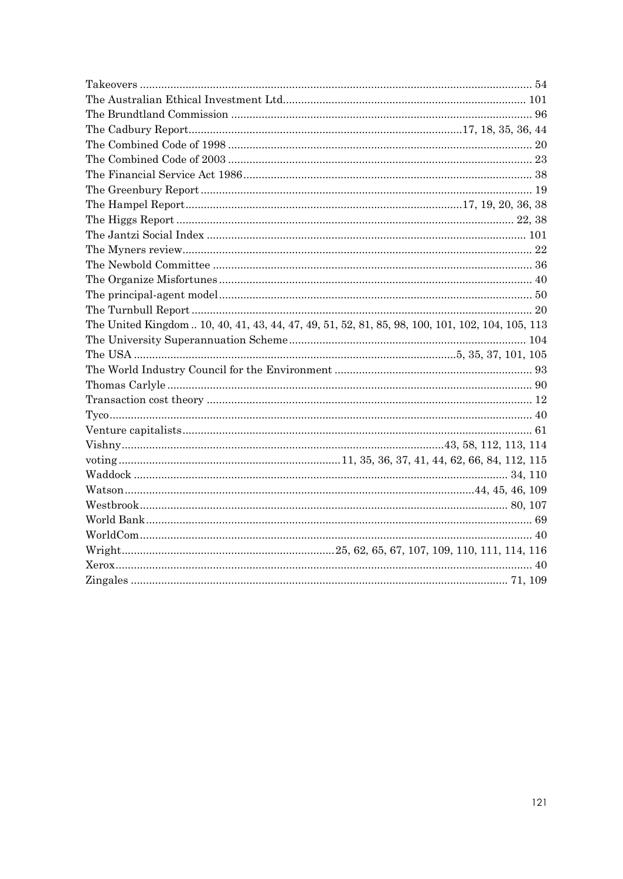Takeovers ............................................................................................................ 54
The Australian Ethical Investment Ltd............................................................................ 101
The Brundtland Commission ............................................................................................ 96
The Cadbury Report.........................................................................................17, 18, 35, 36, 44
The Combined Code of 1998 ............................................................................................ 20
The Combined Code of 2003 ............................................................................................ 23
The Financial Service Act 1986.......................................................................................... 38
The Greenbury Report ...................................................................................................... 19
The Hampel Report..........................................................................................17, 19, 20, 36, 38
The Higgs Report ........................................................................................................ 22, 38
The Jantzi Social Index ................................................................................................... 101
The Myners review............................................................................................................ 22
The Newbold Committee ................................................................................................... 36
The Organize Misfortunes ................................................................................................. 40
The principal-agent model................................................................................................. 50
The Turnbull Report ......................................................................................................... 20
The United Kingdom .. 10, 40, 41, 43, 44, 47, 49, 51, 52, 81, 85, 98, 100, 101, 102, 104, 105, 113
The University Superannuation Scheme ........................................................................... 104
The USA .......................................................................................................5, 35, 37, 101, 105
The World Industry Council for the Environment ............................................................... 93
Thomas Carlyle ................................................................................................................ 90
Transaction cost theory .................................................................................................... 12
Tyco.................................................................................................................................. 40
Venture capitalists............................................................................................................ 61
Vishny......................................................................................................43, 58, 112, 113, 114
voting.......................................................................11, 35, 36, 37, 41, 44, 62, 66, 84, 112, 115
Waddock .................................................................................................................. 34, 110
Watson.........................................................................................................44, 45, 46, 109
Westbrook................................................................................................................ 80, 107
World Bank....................................................................................................................... 69
WorldCom........................................................................................................................ 40
Wright....................................................................25, 62, 65, 67, 107, 109, 110, 111, 114, 116
Xerox................................................................................................................................ 40
Zingales ................................................................................................................... 71, 109